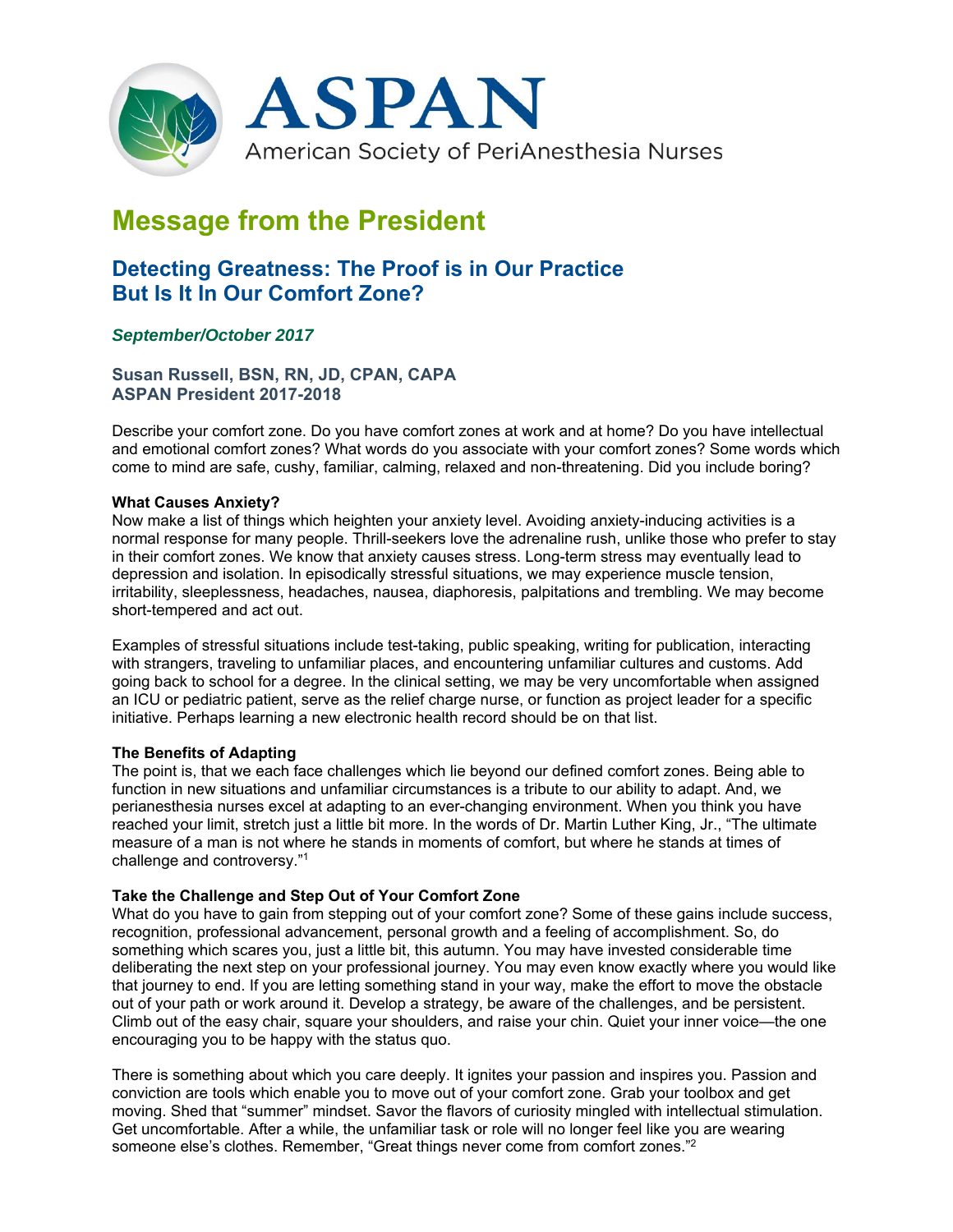# ASPAN

American Society of PeriAnesthesia Nurses

## Message from the President

### Detecting Greatness: The Proof is in Our Practice But Is It In Our Comfort Zone?

***September/October 2017***

**Susan Russell, BSN, RN, JD, CPAN, CAPA**
**ASPAN President 2017-2018**

Describe your comfort zone. Do you have comfort zones at work and at home? Do you have intellectual and emotional comfort zones? What words do you associate with your comfort zones? Some words which come to mind are safe, cushy, familiar, calming, relaxed and non-threatening. Did you include boring?

**What Causes Anxiety?**
Now make a list of things which heighten your anxiety level. Avoiding anxiety-inducing activities is a normal response for many people. Thrill-seekers love the adrenaline rush, unlike those who prefer to stay in their comfort zones. We know that anxiety causes stress. Long-term stress may eventually lead to depression and isolation. In episodically stressful situations, we may experience muscle tension, irritability, sleeplessness, headaches, nausea, diaphoresis, palpitations and trembling. We may become short-tempered and act out.

Examples of stressful situations include test-taking, public speaking, writing for publication, interacting with strangers, traveling to unfamiliar places, and encountering unfamiliar cultures and customs. Add going back to school for a degree. In the clinical setting, we may be very uncomfortable when assigned an ICU or pediatric patient, serve as the relief charge nurse, or function as project leader for a specific initiative. Perhaps learning a new electronic health record should be on that list.

**The Benefits of Adapting**
The point is, that we each face challenges which lie beyond our defined comfort zones. Being able to function in new situations and unfamiliar circumstances is a tribute to our ability to adapt. And, we perianesthesia nurses excel at adapting to an ever-changing environment. When you think you have reached your limit, stretch just a little bit more. In the words of Dr. Martin Luther King, Jr., "The ultimate measure of a man is not where he stands in moments of comfort, but where he stands at times of challenge and controversy."[1]

**Take the Challenge and Step Out of Your Comfort Zone**
What do you have to gain from stepping out of your comfort zone? Some of these gains include success, recognition, professional advancement, personal growth and a feeling of accomplishment. So, do something which scares you, just a little bit, this autumn. You may have invested considerable time deliberating the next step on your professional journey. You may even know exactly where you would like that journey to end. If you are letting something stand in your way, make the effort to move the obstacle out of your path or work around it. Develop a strategy, be aware of the challenges, and be persistent. Climb out of the easy chair, square your shoulders, and raise your chin. Quiet your inner voice—the one encouraging you to be happy with the status quo.

There is something about which you care deeply. It ignites your passion and inspires you. Passion and conviction are tools which enable you to move out of your comfort zone. Grab your toolbox and get moving. Shed that "summer" mindset. Savor the flavors of curiosity mingled with intellectual stimulation. Get uncomfortable. After a while, the unfamiliar task or role will no longer feel like you are wearing someone else's clothes. Remember, "Great things never come from comfort zones."[2]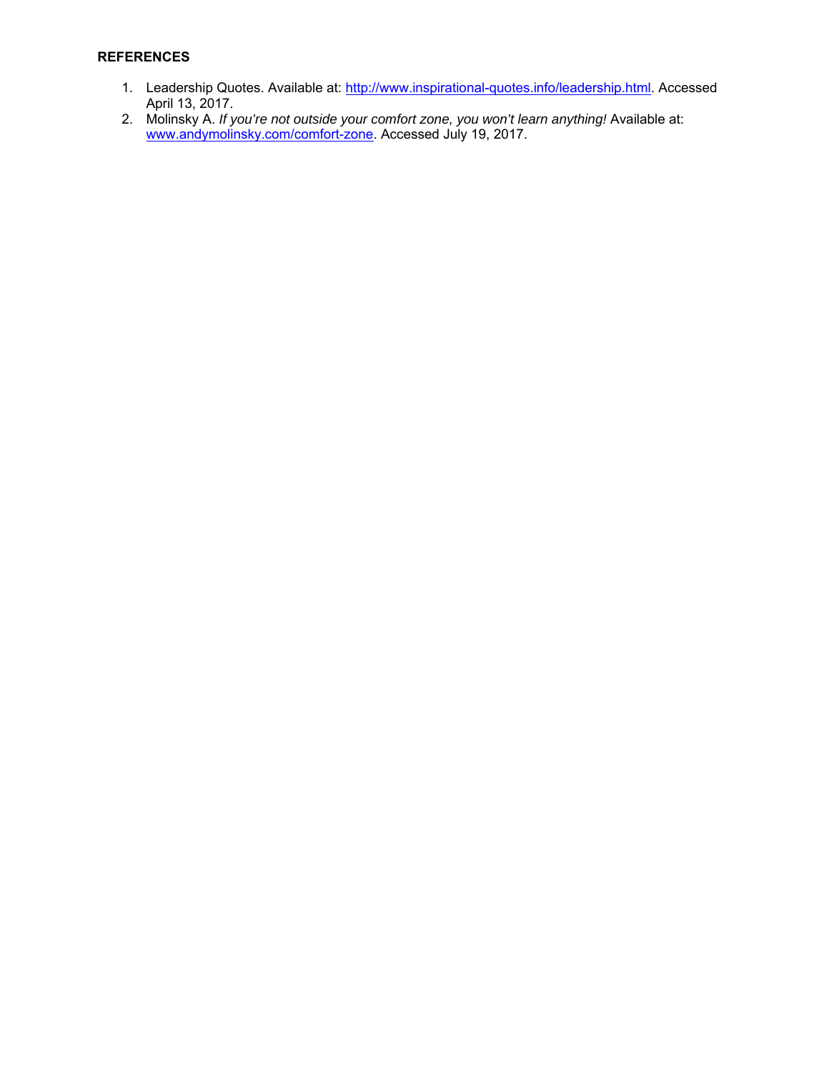**REFERENCES**

1. Leadership Quotes. Available at: http://www.inspirational-quotes.info/leadership.html. Accessed April 13, 2017.
2. Molinsky A. *If you're not outside your comfort zone, you won't learn anything!* Available at: www.andymolinsky.com/comfort-zone. Accessed July 19, 2017.